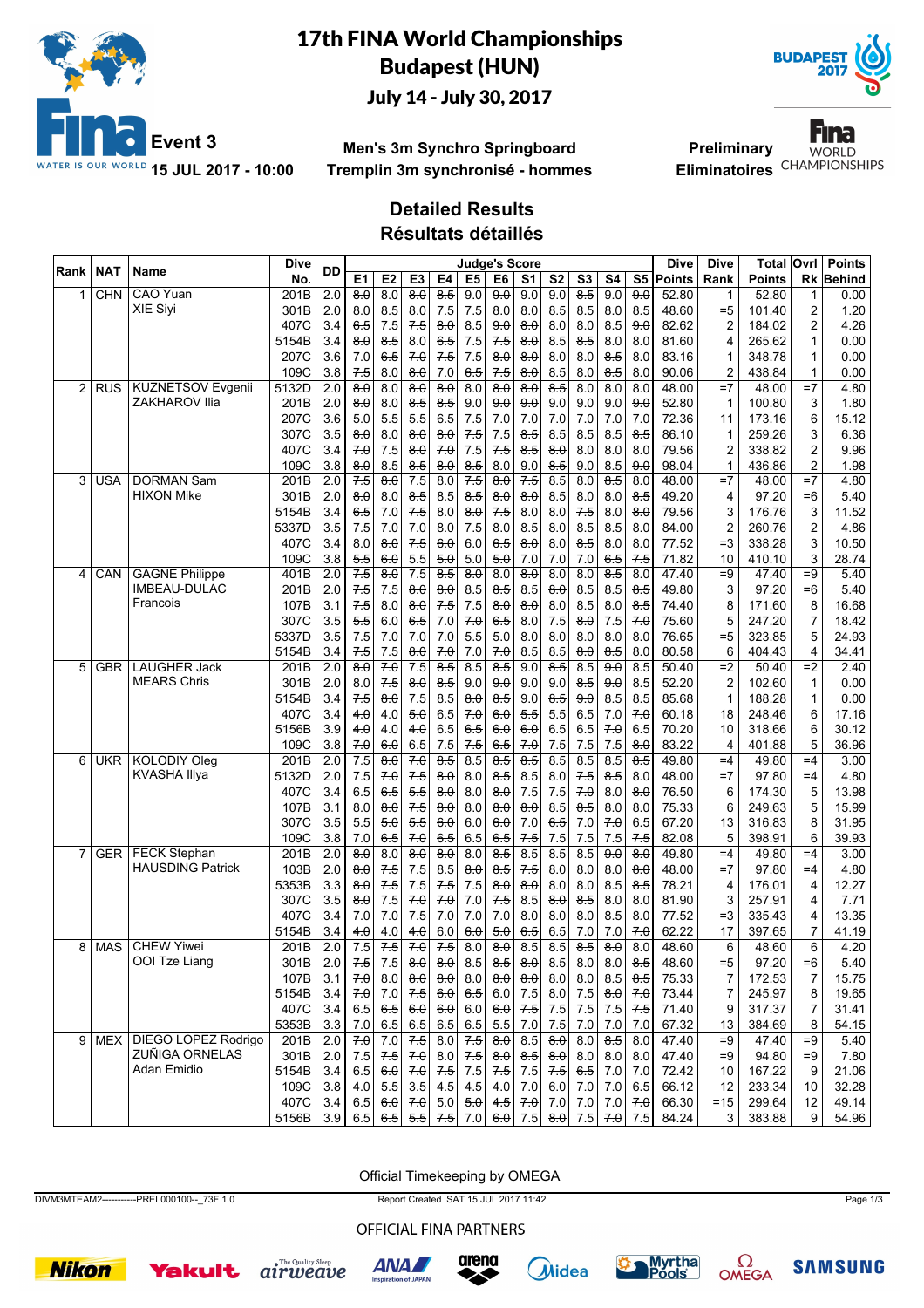# 17th FINA World Championships
## Budapest (HUN)
### July 14 - July 30, 2017

**Event 3** — **15 JUL 2017 - 10:00**

**Men's 3m Synchro Springboard**
**Tremplin 3m synchronisé - hommes**

**Preliminary**
**Eliminatoires**

## Detailed Results
## Résultats détaillés

| Rank | NAT | Name | Dive No. | DD | E1 | E2 | E3 | E4 | E5 | E6 | S1 | S2 | S3 | S4 | S5 | Dive Points | Dive Rank | Total Points | Ovrl Rk | Points Behind |
|---|---|---|---|---|---|---|---|---|---|---|---|---|---|---|---|---|---|---|---|---|
| 1 | CHN | CAO Yuan | 201B | 2.0 | 8.0 | 8.0 | 8.0 | 8.5 | 9.0 | 9.0 | 9.0 | 9.0 | 8.5 | 9.0 | 9.0 | 52.80 | 1 | 52.80 | 1 | 0.00 |
| | | XIE Siyi | 301B | 2.0 | 8.0 | 8.5 | 8.0 | 7.5 | 7.5 | 8.0 | 8.0 | 8.5 | 8.5 | 8.0 | 8.5 | 48.60 | =5 | 101.40 | 2 | 1.20 |
| | | | 407C | 3.4 | 6.5 | 7.5 | 7.5 | 8.0 | 8.5 | 9.0 | 8.0 | 8.0 | 8.0 | 8.5 | 9.0 | 82.62 | 2 | 184.02 | 2 | 4.26 |
| | | | 5154B | 3.4 | 8.0 | 8.5 | 8.0 | 6.5 | 7.5 | 7.5 | 8.0 | 8.5 | 8.5 | 8.0 | 8.0 | 81.60 | 4 | 265.62 | 1 | 0.00 |
| | | | 207C | 3.6 | 7.0 | 6.5 | 7.0 | 7.5 | 7.5 | 8.0 | 8.0 | 8.0 | 8.0 | 8.5 | 8.0 | 83.16 | 1 | 348.78 | 1 | 0.00 |
| | | | 109C | 3.8 | 7.5 | 8.0 | 8.0 | 7.0 | 6.5 | 7.5 | 8.0 | 8.5 | 8.0 | 8.5 | 8.0 | 90.06 | 2 | 438.84 | 1 | 0.00 |
| 2 | RUS | KUZNETSOV Evgenii | 5132D | 2.0 | 8.0 | 8.0 | 8.0 | 8.0 | 8.0 | 8.0 | 8.0 | 8.5 | 8.0 | 8.0 | 8.0 | 48.00 | =7 | 48.00 | =7 | 4.80 |
| | | ZAKHAROV Ilia | 201B | 2.0 | 8.0 | 8.0 | 8.5 | 8.5 | 9.0 | 9.0 | 9.0 | 9.0 | 9.0 | 9.0 | 9.0 | 52.80 | 1 | 100.80 | 3 | 1.80 |
| | | | 207C | 3.6 | 5.0 | 5.5 | 5.5 | 6.5 | 7.5 | 7.0 | 7.0 | 7.0 | 7.0 | 7.0 | 7.0 | 72.36 | 11 | 173.16 | 6 | 15.12 |
| | | | 307C | 3.5 | 8.0 | 8.0 | 8.0 | 8.0 | 7.5 | 7.5 | 8.5 | 8.5 | 8.5 | 8.5 | 8.5 | 86.10 | 1 | 259.26 | 3 | 6.36 |
| | | | 407C | 3.4 | 7.0 | 7.5 | 8.0 | 7.0 | 7.5 | 7.5 | 8.5 | 8.0 | 8.0 | 8.0 | 8.0 | 79.56 | 2 | 338.82 | 2 | 9.96 |
| | | | 109C | 3.8 | 8.0 | 8.5 | 8.5 | 8.0 | 8.5 | 8.0 | 9.0 | 8.5 | 9.0 | 8.5 | 9.0 | 98.04 | 1 | 436.86 | 2 | 1.98 |
| 3 | USA | DORMAN Sam | 201B | 2.0 | 7.5 | 8.0 | 7.5 | 8.0 | 7.5 | 8.0 | 7.5 | 8.5 | 8.0 | 8.5 | 8.0 | 48.00 | =7 | 48.00 | =7 | 4.80 |
| | | HIXON Mike | 301B | 2.0 | 8.0 | 8.0 | 8.5 | 8.5 | 8.5 | 8.0 | 8.0 | 8.5 | 8.0 | 8.0 | 8.5 | 49.20 | 4 | 97.20 | =6 | 5.40 |
| | | | 5154B | 3.4 | 6.5 | 7.0 | 7.5 | 8.0 | 8.0 | 7.5 | 8.0 | 8.0 | 7.5 | 8.0 | 8.0 | 79.56 | 3 | 176.76 | 3 | 11.52 |
| | | | 5337D | 3.5 | 7.5 | 7.0 | 7.0 | 8.0 | 7.5 | 8.0 | 8.5 | 8.0 | 8.5 | 8.5 | 8.0 | 84.00 | 2 | 260.76 | 2 | 4.86 |
| | | | 407C | 3.4 | 8.0 | 8.0 | 7.5 | 6.0 | 6.0 | 6.5 | 8.0 | 8.0 | 8.5 | 8.0 | 8.0 | 77.52 | =3 | 338.28 | 3 | 10.50 |
| | | | 109C | 3.8 | 5.5 | 6.0 | 5.5 | 5.0 | 5.0 | 5.0 | 7.0 | 7.0 | 7.0 | 6.5 | 7.5 | 71.82 | 10 | 410.10 | 3 | 28.74 |
| 4 | CAN | GAGNE Philippe | 401B | 2.0 | 7.5 | 8.0 | 7.5 | 8.5 | 8.0 | 8.0 | 8.0 | 8.0 | 8.0 | 8.5 | 8.0 | 47.40 | =9 | 47.40 | =9 | 5.40 |
| | | IMBEAU-DULAC Francois | 201B | 2.0 | 7.5 | 7.5 | 8.0 | 8.0 | 8.5 | 8.5 | 8.5 | 8.0 | 8.5 | 8.5 | 8.5 | 49.80 | 3 | 97.20 | =6 | 5.40 |
| | | | 107B | 3.1 | 7.5 | 8.0 | 8.0 | 7.5 | 7.5 | 8.0 | 8.0 | 8.0 | 8.5 | 8.0 | 8.5 | 74.40 | 8 | 171.60 | 8 | 16.68 |
| | | | 307C | 3.5 | 5.5 | 6.0 | 6.5 | 7.0 | 7.0 | 6.5 | 8.0 | 7.5 | 8.0 | 7.5 | 7.0 | 75.60 | 5 | 247.20 | 7 | 18.42 |
| | | | 5337D | 3.5 | 7.5 | 7.0 | 7.0 | 7.0 | 5.5 | 5.0 | 8.0 | 8.0 | 8.0 | 8.0 | 8.0 | 76.65 | =5 | 323.85 | 5 | 24.93 |
| | | | 5154B | 3.4 | 7.5 | 7.5 | 8.0 | 7.0 | 7.0 | 7.0 | 8.5 | 8.5 | 8.0 | 8.5 | 8.0 | 80.58 | 6 | 404.43 | 4 | 34.41 |
| 5 | GBR | LAUGHER Jack | 201B | 2.0 | 8.0 | 7.0 | 7.5 | 8.5 | 8.5 | 8.5 | 9.0 | 8.5 | 8.5 | 9.0 | 8.5 | 50.40 | =2 | 50.40 | =2 | 2.40 |
| | | MEARS Chris | 301B | 2.0 | 8.0 | 7.5 | 8.0 | 8.5 | 9.0 | 9.0 | 9.0 | 9.0 | 8.5 | 9.0 | 8.5 | 52.20 | 2 | 102.60 | 1 | 0.00 |
| | | | 5154B | 3.4 | 7.5 | 8.0 | 7.5 | 8.5 | 8.0 | 8.5 | 9.0 | 8.5 | 9.0 | 8.5 | 8.5 | 85.68 | 1 | 188.28 | 1 | 0.00 |
| | | | 407C | 3.4 | 4.0 | 4.0 | 5.0 | 6.5 | 7.0 | 6.0 | 5.5 | 5.5 | 6.5 | 7.0 | 7.0 | 60.18 | 18 | 248.46 | 6 | 17.16 |
| | | | 5156B | 3.9 | 4.0 | 4.0 | 4.0 | 6.5 | 6.5 | 6.0 | 6.0 | 6.5 | 6.5 | 7.0 | 6.5 | 70.20 | 10 | 318.66 | 6 | 30.12 |
| | | | 109C | 3.8 | 7.0 | 6.0 | 6.5 | 7.5 | 7.5 | 6.5 | 7.0 | 7.5 | 7.5 | 7.5 | 8.0 | 83.22 | 4 | 401.88 | 5 | 36.96 |
| 6 | UKR | KOLODIY Oleg | 201B | 2.0 | 7.5 | 8.0 | 7.0 | 8.5 | 8.5 | 8.5 | 8.5 | 8.5 | 8.5 | 8.5 | 8.5 | 49.80 | =4 | 49.80 | =4 | 3.00 |
| | | KVASHA Illya | 5132D | 2.0 | 7.5 | 7.0 | 7.5 | 8.0 | 8.0 | 8.5 | 8.5 | 8.0 | 7.5 | 8.5 | 8.0 | 48.00 | =7 | 97.80 | =4 | 4.80 |
| | | | 407C | 3.4 | 6.5 | 6.5 | 5.5 | 8.0 | 8.0 | 8.0 | 7.5 | 7.5 | 7.0 | 8.0 | 8.0 | 76.50 | 6 | 174.30 | 5 | 13.98 |
| | | | 107B | 3.1 | 8.0 | 8.0 | 7.5 | 8.0 | 8.0 | 8.0 | 8.0 | 8.5 | 8.5 | 8.0 | 8.0 | 75.33 | 6 | 249.63 | 5 | 15.99 |
| | | | 307C | 3.5 | 5.5 | 5.0 | 5.5 | 6.0 | 6.0 | 6.0 | 7.0 | 6.5 | 7.0 | 7.0 | 6.5 | 67.20 | 13 | 316.83 | 8 | 31.95 |
| | | | 109C | 3.8 | 7.0 | 6.5 | 7.0 | 6.5 | 6.5 | 6.5 | 7.5 | 7.5 | 7.5 | 7.5 | 7.5 | 82.08 | 5 | 398.91 | 6 | 39.93 |
| 7 | GER | FECK Stephan | 201B | 2.0 | 8.0 | 8.0 | 8.0 | 8.0 | 8.0 | 8.5 | 8.5 | 8.5 | 8.5 | 9.0 | 8.0 | 49.80 | =4 | 49.80 | =4 | 3.00 |
| | | HAUSDING Patrick | 103B | 2.0 | 8.0 | 7.5 | 7.5 | 8.5 | 8.0 | 8.5 | 7.5 | 8.0 | 8.0 | 8.0 | 8.0 | 48.00 | =7 | 97.80 | =4 | 4.80 |
| | | | 5353B | 3.3 | 8.0 | 7.5 | 7.5 | 7.5 | 7.5 | 8.0 | 8.0 | 8.0 | 8.0 | 8.5 | 8.5 | 78.21 | 4 | 176.01 | 4 | 12.27 |
| | | | 307C | 3.5 | 8.0 | 7.5 | 7.0 | 7.0 | 7.0 | 7.5 | 8.5 | 8.0 | 8.5 | 8.0 | 8.0 | 81.90 | 3 | 257.91 | 4 | 7.71 |
| | | | 407C | 3.4 | 7.0 | 7.0 | 7.5 | 7.0 | 7.0 | 7.0 | 8.0 | 8.0 | 8.0 | 8.5 | 8.0 | 77.52 | =3 | 335.43 | 4 | 13.35 |
| | | | 5154B | 3.4 | 4.0 | 4.0 | 4.0 | 6.0 | 6.0 | 5.0 | 6.5 | 6.5 | 7.0 | 7.0 | 7.0 | 62.22 | 17 | 397.65 | 7 | 41.19 |
| 8 | MAS | CHEW Yiwei | 201B | 2.0 | 7.5 | 7.5 | 7.0 | 7.5 | 8.0 | 8.0 | 8.5 | 8.5 | 8.5 | 8.0 | 8.0 | 48.60 | 6 | 48.60 | 6 | 4.20 |
| | | OOI Tze Liang | 301B | 2.0 | 7.5 | 7.5 | 8.0 | 8.0 | 8.5 | 8.5 | 8.0 | 8.5 | 8.0 | 8.0 | 8.5 | 48.60 | =5 | 97.20 | =6 | 5.40 |
| | | | 107B | 3.1 | 7.0 | 8.0 | 8.0 | 8.0 | 8.0 | 8.0 | 8.0 | 8.0 | 8.0 | 8.5 | 8.5 | 75.33 | 7 | 172.53 | 7 | 15.75 |
| | | | 5154B | 3.4 | 7.0 | 7.0 | 7.5 | 6.0 | 6.5 | 6.0 | 7.5 | 8.0 | 7.5 | 8.0 | 7.0 | 73.44 | 7 | 245.97 | 8 | 19.65 |
| | | | 407C | 3.4 | 6.5 | 6.5 | 6.0 | 6.0 | 6.0 | 6.0 | 7.5 | 7.5 | 7.5 | 7.5 | 7.5 | 71.40 | 9 | 317.37 | 7 | 31.41 |
| | | | 5353B | 3.3 | 7.0 | 6.5 | 6.5 | 6.5 | 6.5 | 5.5 | 7.0 | 7.5 | 7.0 | 7.0 | 7.0 | 67.32 | 13 | 384.69 | 8 | 54.15 |
| 9 | MEX | DIEGO LOPEZ Rodrigo | 201B | 2.0 | 7.0 | 7.0 | 7.5 | 8.0 | 7.5 | 8.0 | 8.5 | 8.0 | 8.0 | 8.5 | 8.0 | 47.40 | =9 | 47.40 | =9 | 5.40 |
| | | ZUÑIGA ORNELAS Adan Emidio | 301B | 2.0 | 7.5 | 7.5 | 7.0 | 8.0 | 7.5 | 8.0 | 8.5 | 8.0 | 8.0 | 8.0 | 8.0 | 47.40 | =9 | 94.80 | =9 | 7.80 |
| | | | 5154B | 3.4 | 6.5 | 6.0 | 7.0 | 7.5 | 7.5 | 7.5 | 7.5 | 7.5 | 6.5 | 7.0 | 7.0 | 72.42 | 10 | 167.22 | 9 | 21.06 |
| | | | 109C | 3.8 | 4.0 | 5.5 | 3.5 | 4.5 | 4.5 | 4.0 | 7.0 | 6.0 | 7.0 | 7.0 | 6.5 | 66.12 | 12 | 233.34 | 10 | 32.28 |
| | | | 407C | 3.4 | 6.5 | 6.0 | 7.0 | 5.0 | 5.0 | 4.5 | 7.0 | 7.0 | 7.0 | 7.0 | 7.0 | 66.30 | =15 | 299.64 | 12 | 49.14 |
| | | | 5156B | 3.9 | 6.5 | 6.5 | 5.5 | 7.5 | 7.0 | 6.0 | 7.5 | 8.0 | 7.5 | 7.0 | 7.5 | 84.24 | 3 | 383.88 | 9 | 54.96 |

Official Timekeeping by OMEGA

DIVM3MTEAM2-----------PREL000100--_73F 1.0 — Report Created SAT 15 JUL 2017 11:42

OFFICIAL FINA PARTNERS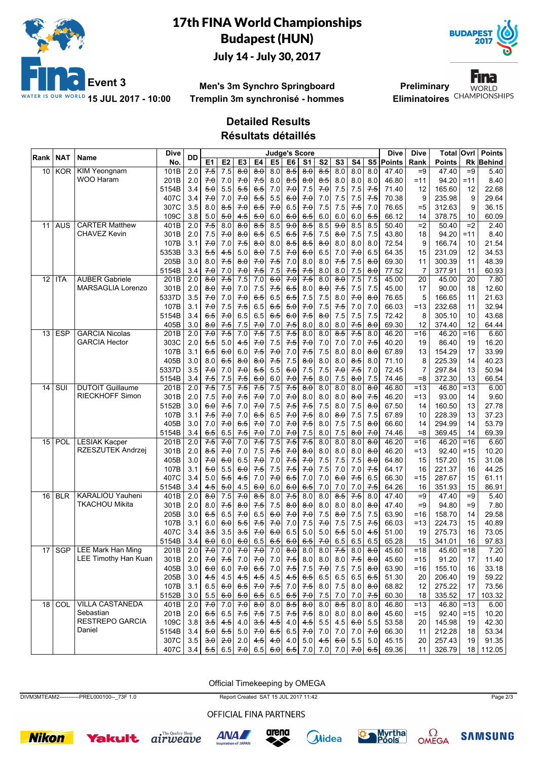# 17th FINA World Championships

**Budapest (HUN)**

**July 14 - July 30, 2017**

**Event 3**

**15 JUL 2017 - 10:00**

**Men's 3m Synchro Springboard**

**Tremplin 3m synchronisé - hommes**

**Preliminary**

**Eliminatoires**

## Detailed Results
## Résultats détaillés

| Rank | NAT | Name | Dive No. | DD | E1 | E2 | E3 | E4 | E5 | E6 | S1 | S2 | S3 | S4 | S5 | Dive Points | Dive Rank | Total Points | Ovrl Rk | Points Behind |
|---|---|---|---|---|---|---|---|---|---|---|---|---|---|---|---|---|---|---|---|---|
| 10 | KOR | KIM Yeongnam | 101B | 2.0 | 7.5 | 7.5 | 8.0 | 8.0 | 8.0 | 8.5 | 8.0 | 8.5 | 8.0 | 8.0 | 8.0 | 47.40 | =9 | 47.40 | =9 | 5.40 |
| | | WOO Haram | 201B | 2.0 | 7.0 | 7.0 | 7.0 | 7.5 | 8.0 | 8.5 | 8.0 | 8.5 | 8.0 | 8.0 | 8.0 | 46.80 | =11 | 94.20 | =11 | 8.40 |
| | | | 5154B | 3.4 | 5.0 | 5.5 | 5.5 | 6.5 | 7.0 | 7.0 | 7.5 | 7.0 | 7.5 | 7.5 | 7.5 | 71.40 | 12 | 165.60 | 12 | 22.68 |
| | | | 407C | 3.4 | 7.0 | 7.0 | 7.0 | 5.5 | 5.5 | 6.0 | 7.0 | 7.0 | 7.5 | 7.5 | 7.5 | 70.38 | 9 | 235.98 | 9 | 29.64 |
| | | | 307C | 3.5 | 8.0 | 8.5 | 7.0 | 6.5 | 7.0 | 6.5 | 7.0 | 7.5 | 7.5 | 7.5 | 7.0 | 76.65 | =5 | 312.63 | 9 | 36.15 |
| | | | 109C | 3.8 | 5.0 | 5.0 | 4.5 | 5.0 | 6.0 | 6.0 | 6.5 | 6.0 | 6.0 | 6.0 | 5.5 | 66.12 | 14 | 378.75 | 10 | 60.09 |
| 11 | AUS | CARTER Matthew | 401B | 2.0 | 7.5 | 8.0 | 8.0 | 8.5 | 8.5 | 9.0 | 8.5 | 8.5 | 9.0 | 8.5 | 8.5 | 50.40 | =2 | 50.40 | =2 | 2.40 |
| | | CHAVEZ Kevin | 301B | 2.0 | 7.5 | 7.0 | 8.0 | 6.5 | 6.5 | 6.5 | 7.5 | 7.5 | 8.0 | 7.5 | 7.5 | 43.80 | 18 | 94.20 | =11 | 8.40 |
| | | | 107B | 3.1 | 7.0 | 7.0 | 7.5 | 8.0 | 8.0 | 8.5 | 8.5 | 8.0 | 8.0 | 8.0 | 8.0 | 72.54 | 9 | 166.74 | 10 | 21.54 |
| | | | 5353B | 3.3 | 5.5 | 4.5 | 5.0 | 8.0 | 7.5 | 7.0 | 6.0 | 6.5 | 7.0 | 7.0 | 6.5 | 64.35 | 15 | 231.09 | 12 | 34.53 |
| | | | 205B | 3.0 | 8.0 | 7.5 | 8.0 | 7.0 | 7.5 | 7.0 | 8.0 | 8.0 | 7.5 | 7.5 | 8.0 | 69.30 | 11 | 300.39 | 11 | 48.39 |
| | | | 5154B | 3.4 | 7.0 | 7.0 | 7.0 | 7.5 | 7.5 | 7.5 | 7.5 | 8.0 | 8.0 | 7.5 | 8.0 | 77.52 | 7 | 377.91 | 11 | 60.93 |
| 12 | ITA | AUBER Gabriele | 201B | 2.0 | 8.0 | 7.5 | 7.5 | 7.0 | 6.0 | 7.0 | 7.5 | 8.0 | 8.0 | 7.5 | 7.5 | 45.00 | 20 | 45.00 | 20 | 7.80 |
| | | MARSAGLIA Lorenzo | 301B | 2.0 | 8.0 | 7.0 | 7.0 | 7.5 | 7.5 | 6.5 | 8.0 | 8.0 | 7.5 | 7.5 | 7.5 | 45.00 | 17 | 90.00 | 18 | 12.60 |
| | | | 5337D | 3.5 | 7.0 | 7.0 | 7.0 | 6.5 | 6.5 | 6.5 | 7.5 | 7.5 | 8.0 | 7.0 | 8.0 | 76.65 | 5 | 166.65 | 11 | 21.63 |
| | | | 107B | 3.1 | 7.0 | 7.5 | 7.5 | 6.5 | 6.5 | 5.0 | 7.0 | 7.5 | 7.5 | 7.0 | 7.0 | 66.03 | =13 | 232.68 | 11 | 32.94 |
| | | | 5154B | 3.4 | 6.5 | 7.0 | 6.5 | 6.5 | 6.5 | 6.0 | 7.5 | 8.0 | 7.5 | 7.5 | 7.5 | 72.42 | 8 | 305.10 | 10 | 43.68 |
| | | | 405B | 3.0 | 8.0 | 7.5 | 7.5 | 7.0 | 7.0 | 7.5 | 8.0 | 8.0 | 8.0 | 7.5 | 8.0 | 69.30 | 12 | 374.40 | 12 | 64.44 |
| 13 | ESP | GARCIA Nicolas | 201B | 2.0 | 7.0 | 7.5 | 7.0 | 7.5 | 7.5 | 7.5 | 8.0 | 8.0 | 8.5 | 7.5 | 8.0 | 46.20 | =16 | 46.20 | =16 | 6.60 |
| | | GARCIA Hector | 303C | 2.0 | 5.5 | 5.0 | 4.5 | 7.0 | 7.5 | 7.5 | 7.0 | 7.0 | 7.0 | 7.0 | 7.5 | 40.20 | 19 | 86.40 | 19 | 16.20 |
| | | | 107B | 3.1 | 6.5 | 6.0 | 6.0 | 7.5 | 7.0 | 7.0 | 7.5 | 7.5 | 8.0 | 8.0 | 8.0 | 67.89 | 13 | 154.29 | 17 | 33.99 |
| | | | 405B | 3.0 | 8.0 | 6.5 | 8.0 | 8.0 | 7.5 | 7.5 | 8.0 | 8.0 | 8.0 | 8.5 | 8.0 | 71.10 | 8 | 225.39 | 14 | 40.23 |
| | | | 5337D | 3.5 | 7.0 | 7.0 | 7.0 | 5.5 | 5.5 | 6.0 | 7.5 | 7.5 | 7.0 | 7.5 | 7.0 | 72.45 | 7 | 297.84 | 13 | 50.94 |
| | | | 5154B | 3.4 | 7.5 | 7.5 | 7.5 | 6.0 | 6.0 | 7.0 | 7.5 | 8.0 | 7.5 | 8.0 | 7.5 | 74.46 | =8 | 372.30 | 13 | 66.54 |
| 14 | SUI | DUTOIT Guillaume | 201B | 2.0 | 7.5 | 7.5 | 7.5 | 7.5 | 7.5 | 7.5 | 8.0 | 8.0 | 8.0 | 8.0 | 8.0 | 46.80 | =13 | 46.80 | =13 | 6.00 |
| | | RIECKHOFF Simon | 301B | 2.0 | 7.5 | 7.0 | 7.5 | 7.0 | 7.0 | 7.0 | 8.0 | 8.0 | 8.0 | 8.0 | 7.5 | 46.20 | =13 | 93.00 | 14 | 9.60 |
| | | | 5152B | 3.0 | 6.0 | 7.5 | 7.0 | 7.0 | 7.5 | 7.5 | 7.5 | 7.5 | 8.0 | 7.5 | 8.0 | 67.50 | 14 | 160.50 | 13 | 27.78 |
| | | | 107B | 3.1 | 7.5 | 7.0 | 7.0 | 6.5 | 6.5 | 7.0 | 7.5 | 8.0 | 8.0 | 7.5 | 7.5 | 67.89 | 10 | 228.39 | 13 | 37.23 |
| | | | 405B | 3.0 | 7.0 | 7.0 | 6.5 | 7.0 | 7.0 | 7.0 | 7.5 | 8.0 | 7.5 | 7.5 | 8.0 | 66.60 | 14 | 294.99 | 14 | 53.79 |
| | | | 5154B | 3.4 | 6.5 | 6.5 | 7.5 | 7.0 | 7.0 | 7.0 | 7.5 | 8.0 | 7.5 | 8.0 | 7.0 | 74.46 | =8 | 369.45 | 14 | 69.39 |
| 15 | POL | LESIAK Kacper | 201B | 2.0 | 7.5 | 7.0 | 7.0 | 7.5 | 7.5 | 7.5 | 7.5 | 8.0 | 8.0 | 8.0 | 8.0 | 46.20 | =16 | 46.20 | =16 | 6.60 |
| | | RZESZUTEK Andrzej | 301B | 2.0 | 8.5 | 7.0 | 7.0 | 7.5 | 7.5 | 7.0 | 8.0 | 8.0 | 8.0 | 8.0 | 8.0 | 46.20 | =13 | 92.40 | =15 | 10.20 |
| | | | 405B | 3.0 | 7.0 | 6.0 | 6.5 | 7.0 | 7.0 | 7.5 | 7.0 | 7.5 | 7.5 | 7.5 | 8.0 | 64.80 | 15 | 157.20 | 15 | 31.08 |
| | | | 107B | 3.1 | 5.0 | 5.5 | 6.0 | 7.5 | 7.5 | 7.5 | 7.0 | 7.5 | 7.0 | 7.0 | 7.5 | 64.17 | 16 | 221.37 | 16 | 44.25 |
| | | | 407C | 3.4 | 5.0 | 5.5 | 4.5 | 7.0 | 7.0 | 6.5 | 7.0 | 7.0 | 6.0 | 7.5 | 6.5 | 66.30 | =15 | 287.67 | 15 | 61.11 |
| | | | 5154B | 3.4 | 4.5 | 5.0 | 4.5 | 6.0 | 6.0 | 6.0 | 6.5 | 7.0 | 7.0 | 7.0 | 7.5 | 64.26 | 16 | 351.93 | 15 | 86.91 |
| 16 | BLR | KARALIOU Yauheni | 401B | 2.0 | 8.0 | 7.5 | 7.0 | 8.5 | 8.0 | 7.5 | 8.0 | 8.0 | 8.5 | 7.5 | 8.0 | 47.40 | =9 | 47.40 | =9 | 5.40 |
| | | TKACHOU Mikita | 301B | 2.0 | 8.0 | 7.5 | 8.0 | 7.5 | 7.5 | 8.0 | 8.0 | 8.0 | 8.0 | 8.0 | 8.0 | 47.40 | =9 | 94.80 | =9 | 7.80 |
| | | | 205B | 3.0 | 6.5 | 6.5 | 7.0 | 6.5 | 6.0 | 7.0 | 7.0 | 7.5 | 8.0 | 7.5 | 7.5 | 63.90 | =16 | 158.70 | 14 | 29.58 |
| | | | 107B | 3.1 | 6.0 | 6.0 | 5.5 | 7.5 | 7.0 | 7.0 | 7.5 | 7.0 | 7.5 | 7.5 | 7.5 | 66.03 | =13 | 224.73 | 15 | 40.89 |
| | | | 407C | 3.4 | 3.5 | 3.5 | 3.5 | 7.0 | 6.0 | 6.5 | 5.0 | 5.0 | 5.5 | 5.0 | 4.5 | 51.00 | 19 | 275.73 | 16 | 73.05 |
| | | | 5154B | 3.4 | 6.0 | 6.0 | 6.0 | 6.5 | 6.5 | 6.0 | 6.5 | 7.0 | 6.5 | 6.5 | 6.5 | 65.28 | 15 | 341.01 | 16 | 97.83 |
| 17 | SGP | LEE Mark Han Ming | 201B | 2.0 | 7.0 | 7.0 | 7.0 | 7.0 | 7.0 | 8.0 | 8.0 | 8.0 | 7.5 | 8.0 | 8.0 | 45.60 | =18 | 45.60 | =18 | 7.20 |
| | | LEE Timothy Han Kuan | 301B | 2.0 | 7.0 | 7.5 | 7.0 | 7.0 | 7.0 | 7.5 | 8.0 | 8.0 | 8.0 | 7.5 | 8.0 | 45.60 | =15 | 91.20 | 17 | 11.40 |
| | | | 405B | 3.0 | 6.0 | 6.0 | 7.0 | 6.5 | 7.0 | 7.5 | 7.5 | 7.0 | 7.5 | 7.5 | 8.0 | 63.90 | =16 | 155.10 | 16 | 33.18 |
| | | | 205B | 3.0 | 4.5 | 4.5 | 4.5 | 4.5 | 4.5 | 4.5 | 6.5 | 6.5 | 6.5 | 6.5 | 6.5 | 51.30 | 20 | 206.40 | 19 | 59.22 |
| | | | 107B | 3.1 | 6.5 | 6.0 | 6.5 | 7.0 | 7.5 | 7.0 | 7.5 | 8.0 | 7.5 | 8.0 | 8.0 | 68.82 | 12 | 275.22 | 17 | 73.56 |
| | | | 5152B | 3.0 | 5.5 | 6.0 | 5.0 | 6.5 | 6.5 | 6.5 | 7.0 | 7.5 | 7.0 | 7.0 | 7.5 | 60.30 | 18 | 335.52 | 17 | 103.32 |
| 18 | COL | VILLA CASTANEDA Sebastian | 401B | 2.0 | 7.0 | 7.0 | 7.0 | 8.0 | 8.0 | 8.5 | 8.0 | 8.0 | 8.5 | 8.0 | 8.0 | 46.80 | =13 | 46.80 | =13 | 6.00 |
| | | RESTREPO GARCIA Daniel | 201B | 2.0 | 6.5 | 6.5 | 7.5 | 7.5 | 7.5 | 7.5 | 7.5 | 8.0 | 8.0 | 8.0 | 8.0 | 45.60 | =15 | 92.40 | =15 | 10.20 |
| | | | 109C | 3.8 | 3.5 | 4.5 | 4.0 | 3.5 | 4.5 | 4.0 | 4.5 | 5.5 | 4.5 | 6.0 | 5.5 | 53.58 | 20 | 145.98 | 19 | 42.30 |
| | | | 5154B | 3.4 | 5.0 | 5.5 | 5.0 | 7.0 | 6.5 | 6.5 | 7.0 | 7.0 | 7.0 | 7.0 | 7.0 | 66.30 | 11 | 212.28 | 18 | 53.34 |
| | | | 307C | 3.5 | 3.0 | 2.0 | 2.0 | 4.5 | 4.0 | 4.0 | 5.0 | 4.5 | 6.0 | 5.5 | 5.0 | 45.15 | 20 | 257.43 | 19 | 91.35 |
| | | | 407C | 3.4 | 5.5 | 6.5 | 7.0 | 6.5 | 6.0 | 6.5 | 7.0 | 7.0 | 7.0 | 7.0 | 6.5 | 69.36 | 11 | 326.79 | 18 | 112.05 |

Official Timekeeping by OMEGA

DIVM3MTEAM2-----------PREL000100--_73F 1.0 Report Created SAT 15 JUL 2017 11:42

OFFICIAL FINA PARTNERS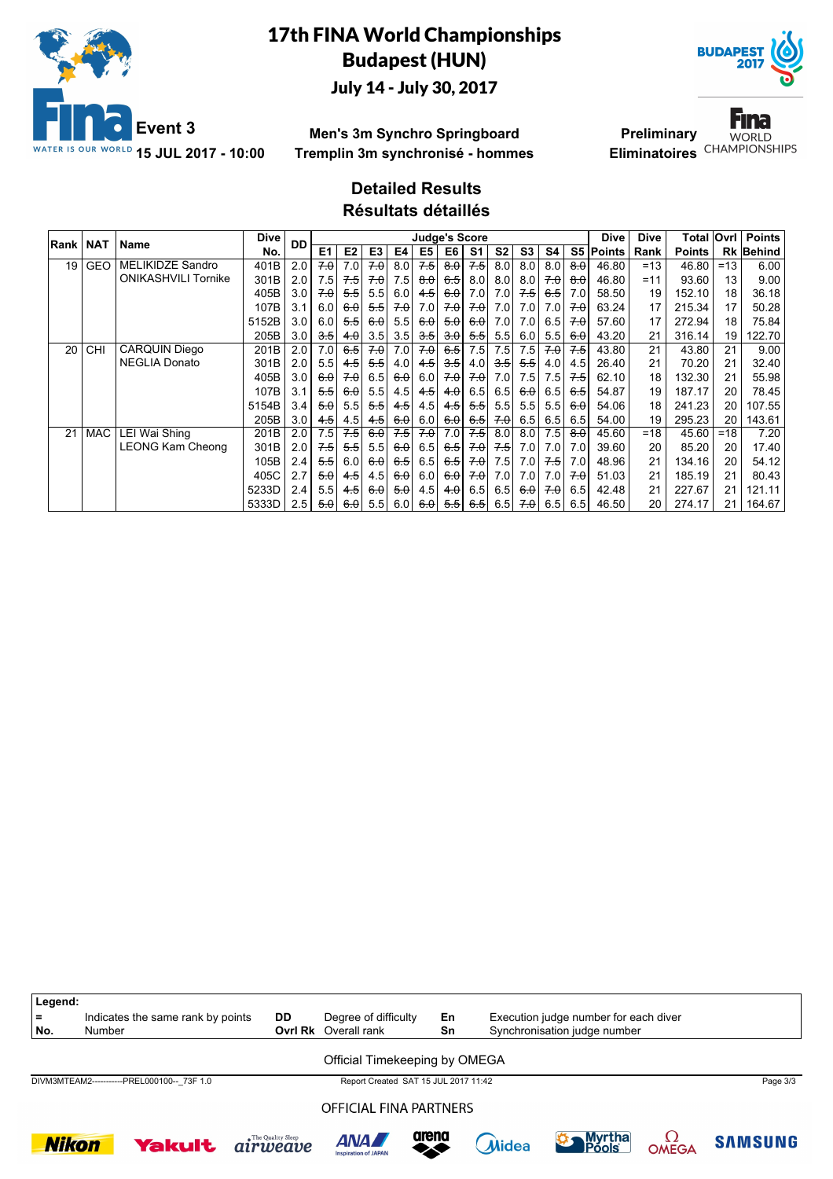# 17th FINA World Championships
## Budapest (HUN)
### July 14 - July 30, 2017

**Event 3** **15 JUL 2017 - 10:00**

**Men's 3m Synchro Springboard**
**Tremplin 3m synchronisé - hommes**

**Preliminary**
**Eliminatoires**

## Detailed Results
## Résultats détaillés

| Rank | NAT | Name | Dive No. | DD | E1 | E2 | E3 | E4 | E5 | E6 | S1 | S2 | S3 | S4 | S5 | Dive Points | Dive Rank | Total Points | Ovrl Rk | Points Behind |
|---|---|---|---|---|---|---|---|---|---|---|---|---|---|---|---|---|---|---|---|---|
| 19 | GEO | MELIKIDZE Sandro | 401B | 2.0 | ~~7.0~~ | 7.0 | ~~7.0~~ | 8.0 | ~~7.5~~ | ~~8.0~~ | ~~7.5~~ | 8.0 | 8.0 | 8.0 | ~~8.0~~ | 46.80 | =13 | 46.80 | =13 | 6.00 |
| | | ONIKASHVILI Tornike | 301B | 2.0 | 7.5 | ~~7.5~~ | ~~7.0~~ | 7.5 | ~~8.0~~ | ~~6.5~~ | 8.0 | 8.0 | 8.0 | ~~7.0~~ | ~~8.0~~ | 46.80 | =11 | 93.60 | 13 | 9.00 |
| | | | 405B | 3.0 | ~~7.0~~ | ~~5.5~~ | 5.5 | 6.0 | ~~4.5~~ | ~~6.0~~ | 7.0 | 7.0 | ~~7.5~~ | ~~6.5~~ | 7.0 | 58.50 | 19 | 152.10 | 18 | 36.18 |
| | | | 107B | 3.1 | 6.0 | ~~6.0~~ | ~~5.5~~ | ~~7.0~~ | 7.0 | ~~7.0~~ | ~~7.0~~ | 7.0 | 7.0 | 7.0 | ~~7.0~~ | 63.24 | 17 | 215.34 | 17 | 50.28 |
| | | | 5152B | 3.0 | 6.0 | ~~5.5~~ | ~~6.0~~ | 5.5 | ~~6.0~~ | ~~5.0~~ | ~~6.0~~ | 7.0 | 7.0 | 6.5 | ~~7.0~~ | 57.60 | 17 | 272.94 | 18 | 75.84 |
| | | | 205B | 3.0 | ~~3.5~~ | ~~4.0~~ | 3.5 | 3.5 | ~~3.5~~ | ~~3.0~~ | ~~5.5~~ | 5.5 | 6.0 | 5.5 | ~~6.0~~ | 43.20 | 21 | 316.14 | 19 | 122.70 |
| 20 | CHI | CARQUIN Diego | 201B | 2.0 | 7.0 | ~~6.5~~ | ~~7.0~~ | 7.0 | ~~7.0~~ | ~~6.5~~ | 7.5 | 7.5 | 7.5 | ~~7.0~~ | ~~7.5~~ | 43.80 | 21 | 43.80 | 21 | 9.00 |
| | | NEGLIA Donato | 301B | 2.0 | 5.5 | ~~4.5~~ | ~~5.5~~ | 4.0 | ~~4.5~~ | ~~3.5~~ | 4.0 | ~~3.5~~ | ~~5.5~~ | 4.0 | 4.5 | 26.40 | 21 | 70.20 | 21 | 32.40 |
| | | | 405B | 3.0 | ~~6.0~~ | ~~7.0~~ | 6.5 | ~~6.0~~ | 6.0 | ~~7.0~~ | ~~7.0~~ | 7.0 | 7.5 | 7.5 | ~~7.5~~ | 62.10 | 18 | 132.30 | 21 | 55.98 |
| | | | 107B | 3.1 | ~~5.5~~ | ~~6.0~~ | 5.5 | 4.5 | ~~4.5~~ | ~~4.0~~ | 6.5 | 6.5 | ~~6.0~~ | 6.5 | ~~6.5~~ | 54.87 | 19 | 187.17 | 20 | 78.45 |
| | | | 5154B | 3.4 | ~~5.0~~ | 5.5 | ~~5.5~~ | ~~4.5~~ | 4.5 | ~~4.5~~ | ~~5.5~~ | 5.5 | 5.5 | 5.5 | ~~6.0~~ | 54.06 | 18 | 241.23 | 20 | 107.55 |
| | | | 205B | 3.0 | ~~4.5~~ | 4.5 | ~~4.5~~ | ~~6.0~~ | 6.0 | ~~6.0~~ | ~~6.5~~ | ~~7.0~~ | 6.5 | 6.5 | 6.5 | 54.00 | 19 | 295.23 | 20 | 143.61 |
| 21 | MAC | LEI Wai Shing | 201B | 2.0 | 7.5 | ~~7.5~~ | ~~6.0~~ | ~~7.5~~ | ~~7.0~~ | 7.0 | ~~7.5~~ | 8.0 | 8.0 | 7.5 | ~~8.0~~ | 45.60 | =18 | 45.60 | =18 | 7.20 |
| | | LEONG Kam Cheong | 301B | 2.0 | ~~7.5~~ | ~~5.5~~ | 5.5 | ~~6.0~~ | 6.5 | ~~6.5~~ | ~~7.0~~ | ~~7.5~~ | 7.0 | 7.0 | 7.0 | 39.60 | 20 | 85.20 | 20 | 17.40 |
| | | | 105B | 2.4 | ~~5.5~~ | 6.0 | ~~6.0~~ | ~~6.5~~ | 6.5 | ~~6.5~~ | ~~7.0~~ | 7.5 | 7.0 | ~~7.5~~ | 7.0 | 48.96 | 21 | 134.16 | 20 | 54.12 |
| | | | 405C | 2.7 | ~~5.0~~ | ~~4.5~~ | 4.5 | ~~6.0~~ | 6.0 | ~~6.0~~ | ~~7.0~~ | 7.0 | 7.0 | 7.0 | ~~7.0~~ | 51.03 | 21 | 185.19 | 21 | 80.43 |
| | | | 5233D | 2.4 | 5.5 | ~~4.5~~ | ~~6.0~~ | ~~5.0~~ | 4.5 | ~~4.0~~ | 6.5 | 6.5 | ~~6.0~~ | ~~7.0~~ | 6.5 | 42.48 | 21 | 227.67 | 21 | 121.11 |
| | | | 5333D | 2.5 | ~~5.0~~ | ~~6.0~~ | 5.5 | 6.0 | ~~6.0~~ | ~~5.5~~ | ~~6.5~~ | 6.5 | ~~7.0~~ | 6.5 | 6.5 | 46.50 | 20 | 274.17 | 21 | 164.67 |

**Legend:**

| | | | | | |
|---|---|---|---|---|---|
| = | Indicates the same rank by points | DD | Degree of difficulty | En | Execution judge number for each diver |
| No. | Number | Ovrl Rk | Overall rank | Sn | Synchronisation judge number |

Official Timekeeping by OMEGA

DIVM3MTEAM2-----------PREL000100--_73F 1.0 Report Created SAT 15 JUL 2017 11:42

OFFICIAL FINA PARTNERS

Nikon Yakult airweave ANA arena Midea Myrtha Pools OMEGA SAMSUNG